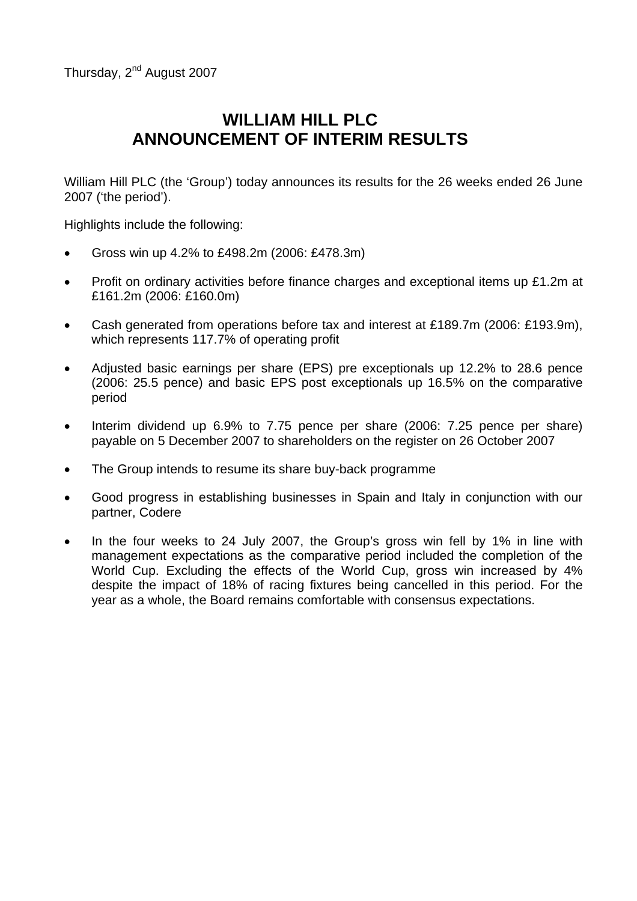Thursday, 2nd August 2007

# WILLIAM HILL PLC
# ANNOUNCEMENT OF INTERIM RESULTS

William Hill PLC (the 'Group') today announces its results for the 26 weeks ended 26 June 2007 ('the period').

Highlights include the following:

- Gross win up 4.2% to £498.2m (2006: £478.3m)
- Profit on ordinary activities before finance charges and exceptional items up £1.2m at £161.2m (2006: £160.0m)
- Cash generated from operations before tax and interest at £189.7m (2006: £193.9m), which represents 117.7% of operating profit
- Adjusted basic earnings per share (EPS) pre exceptionals up 12.2% to 28.6 pence (2006: 25.5 pence) and basic EPS post exceptionals up 16.5% on the comparative period
- Interim dividend up 6.9% to 7.75 pence per share (2006: 7.25 pence per share) payable on 5 December 2007 to shareholders on the register on 26 October 2007
- The Group intends to resume its share buy-back programme
- Good progress in establishing businesses in Spain and Italy in conjunction with our partner, Codere
- In the four weeks to 24 July 2007, the Group's gross win fell by 1% in line with management expectations as the comparative period included the completion of the World Cup. Excluding the effects of the World Cup, gross win increased by 4% despite the impact of 18% of racing fixtures being cancelled in this period. For the year as a whole, the Board remains comfortable with consensus expectations.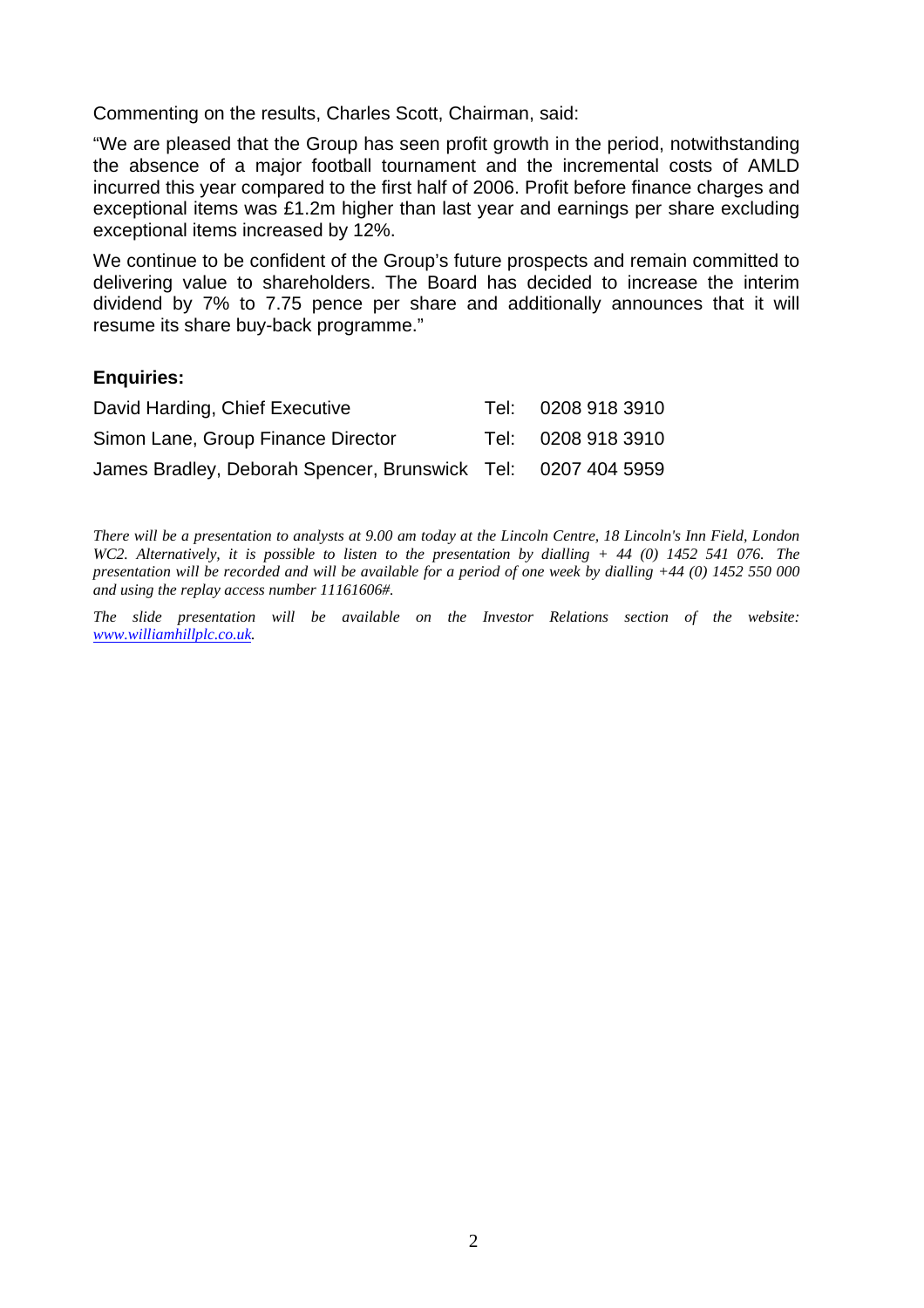Commenting on the results, Charles Scott, Chairman, said:

"We are pleased that the Group has seen profit growth in the period, notwithstanding the absence of a major football tournament and the incremental costs of AMLD incurred this year compared to the first half of 2006. Profit before finance charges and exceptional items was £1.2m higher than last year and earnings per share excluding exceptional items increased by 12%.

We continue to be confident of the Group's future prospects and remain committed to delivering value to shareholders. The Board has decided to increase the interim dividend by 7% to 7.75 pence per share and additionally announces that it will resume its share buy-back programme."

**Enquiries:**

| | | |
|---|---|---|
| David Harding, Chief Executive | Tel: | 0208 918 3910 |
| Simon Lane, Group Finance Director | Tel: | 0208 918 3910 |
| James Bradley, Deborah Spencer, Brunswick | Tel: | 0207 404 5959 |

*There will be a presentation to analysts at 9.00 am today at the Lincoln Centre, 18 Lincoln's Inn Field, London WC2. Alternatively, it is possible to listen to the presentation by dialling + 44 (0) 1452 541 076. The presentation will be recorded and will be available for a period of one week by dialling +44 (0) 1452 550 000 and using the replay access number 11161606#.*

*The slide presentation will be available on the Investor Relations section of the website: [www.williamhillplc.co.uk](http://www.williamhillplc.co.uk).*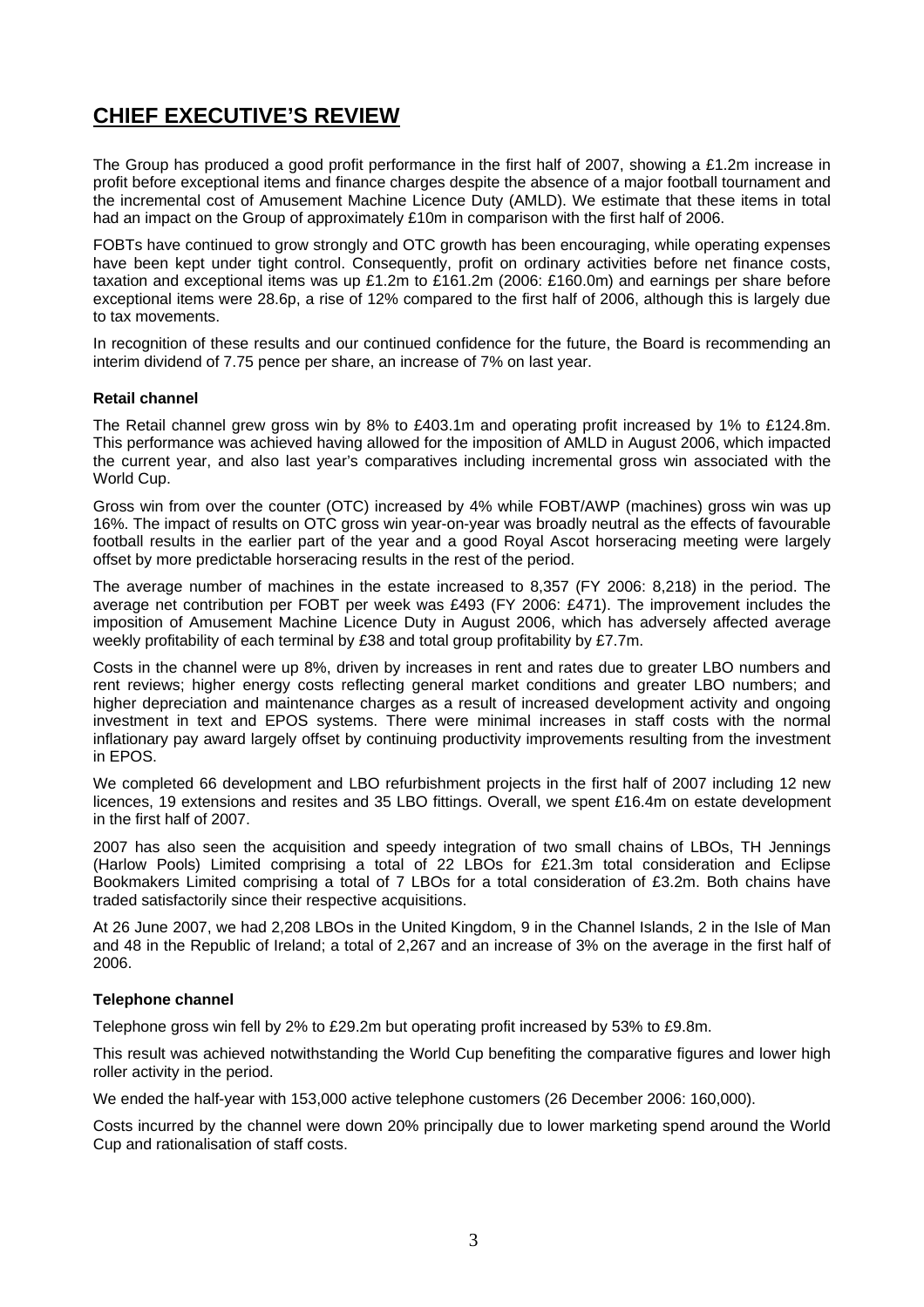# CHIEF EXECUTIVE'S REVIEW

The Group has produced a good profit performance in the first half of 2007, showing a £1.2m increase in profit before exceptional items and finance charges despite the absence of a major football tournament and the incremental cost of Amusement Machine Licence Duty (AMLD). We estimate that these items in total had an impact on the Group of approximately £10m in comparison with the first half of 2006.

FOBTs have continued to grow strongly and OTC growth has been encouraging, while operating expenses have been kept under tight control. Consequently, profit on ordinary activities before net finance costs, taxation and exceptional items was up £1.2m to £161.2m (2006: £160.0m) and earnings per share before exceptional items were 28.6p, a rise of 12% compared to the first half of 2006, although this is largely due to tax movements.

In recognition of these results and our continued confidence for the future, the Board is recommending an interim dividend of 7.75 pence per share, an increase of 7% on last year.

**Retail channel**

The Retail channel grew gross win by 8% to £403.1m and operating profit increased by 1% to £124.8m. This performance was achieved having allowed for the imposition of AMLD in August 2006, which impacted the current year, and also last year's comparatives including incremental gross win associated with the World Cup.

Gross win from over the counter (OTC) increased by 4% while FOBT/AWP (machines) gross win was up 16%. The impact of results on OTC gross win year-on-year was broadly neutral as the effects of favourable football results in the earlier part of the year and a good Royal Ascot horseracing meeting were largely offset by more predictable horseracing results in the rest of the period.

The average number of machines in the estate increased to 8,357 (FY 2006: 8,218) in the period. The average net contribution per FOBT per week was £493 (FY 2006: £471). The improvement includes the imposition of Amusement Machine Licence Duty in August 2006, which has adversely affected average weekly profitability of each terminal by £38 and total group profitability by £7.7m.

Costs in the channel were up 8%, driven by increases in rent and rates due to greater LBO numbers and rent reviews; higher energy costs reflecting general market conditions and greater LBO numbers; and higher depreciation and maintenance charges as a result of increased development activity and ongoing investment in text and EPOS systems. There were minimal increases in staff costs with the normal inflationary pay award largely offset by continuing productivity improvements resulting from the investment in EPOS.

We completed 66 development and LBO refurbishment projects in the first half of 2007 including 12 new licences, 19 extensions and resites and 35 LBO fittings. Overall, we spent £16.4m on estate development in the first half of 2007.

2007 has also seen the acquisition and speedy integration of two small chains of LBOs, TH Jennings (Harlow Pools) Limited comprising a total of 22 LBOs for £21.3m total consideration and Eclipse Bookmakers Limited comprising a total of 7 LBOs for a total consideration of £3.2m. Both chains have traded satisfactorily since their respective acquisitions.

At 26 June 2007, we had 2,208 LBOs in the United Kingdom, 9 in the Channel Islands, 2 in the Isle of Man and 48 in the Republic of Ireland; a total of 2,267 and an increase of 3% on the average in the first half of 2006.

**Telephone channel**

Telephone gross win fell by 2% to £29.2m but operating profit increased by 53% to £9.8m.

This result was achieved notwithstanding the World Cup benefiting the comparative figures and lower high roller activity in the period.

We ended the half-year with 153,000 active telephone customers (26 December 2006: 160,000).

Costs incurred by the channel were down 20% principally due to lower marketing spend around the World Cup and rationalisation of staff costs.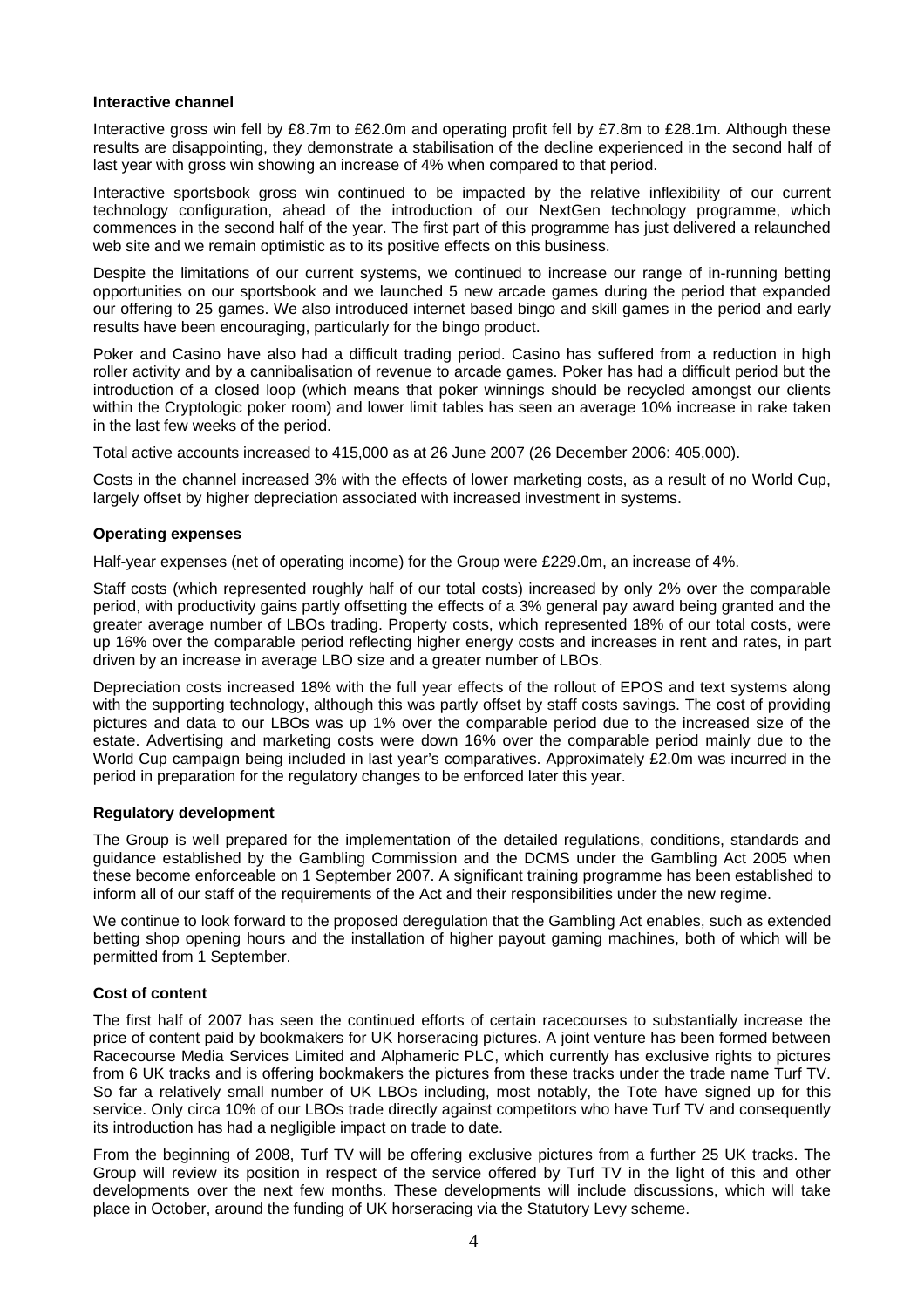**Interactive channel**

Interactive gross win fell by £8.7m to £62.0m and operating profit fell by £7.8m to £28.1m. Although these results are disappointing, they demonstrate a stabilisation of the decline experienced in the second half of last year with gross win showing an increase of 4% when compared to that period.

Interactive sportsbook gross win continued to be impacted by the relative inflexibility of our current technology configuration, ahead of the introduction of our NextGen technology programme, which commences in the second half of the year. The first part of this programme has just delivered a relaunched web site and we remain optimistic as to its positive effects on this business.

Despite the limitations of our current systems, we continued to increase our range of in-running betting opportunities on our sportsbook and we launched 5 new arcade games during the period that expanded our offering to 25 games. We also introduced internet based bingo and skill games in the period and early results have been encouraging, particularly for the bingo product.

Poker and Casino have also had a difficult trading period. Casino has suffered from a reduction in high roller activity and by a cannibalisation of revenue to arcade games. Poker has had a difficult period but the introduction of a closed loop (which means that poker winnings should be recycled amongst our clients within the Cryptologic poker room) and lower limit tables has seen an average 10% increase in rake taken in the last few weeks of the period.

Total active accounts increased to 415,000 as at 26 June 2007 (26 December 2006: 405,000).

Costs in the channel increased 3% with the effects of lower marketing costs, as a result of no World Cup, largely offset by higher depreciation associated with increased investment in systems.

**Operating expenses**

Half-year expenses (net of operating income) for the Group were £229.0m, an increase of 4%.

Staff costs (which represented roughly half of our total costs) increased by only 2% over the comparable period, with productivity gains partly offsetting the effects of a 3% general pay award being granted and the greater average number of LBOs trading. Property costs, which represented 18% of our total costs, were up 16% over the comparable period reflecting higher energy costs and increases in rent and rates, in part driven by an increase in average LBO size and a greater number of LBOs.

Depreciation costs increased 18% with the full year effects of the rollout of EPOS and text systems along with the supporting technology, although this was partly offset by staff costs savings. The cost of providing pictures and data to our LBOs was up 1% over the comparable period due to the increased size of the estate. Advertising and marketing costs were down 16% over the comparable period mainly due to the World Cup campaign being included in last year's comparatives. Approximately £2.0m was incurred in the period in preparation for the regulatory changes to be enforced later this year.

**Regulatory development**

The Group is well prepared for the implementation of the detailed regulations, conditions, standards and guidance established by the Gambling Commission and the DCMS under the Gambling Act 2005 when these become enforceable on 1 September 2007. A significant training programme has been established to inform all of our staff of the requirements of the Act and their responsibilities under the new regime.

We continue to look forward to the proposed deregulation that the Gambling Act enables, such as extended betting shop opening hours and the installation of higher payout gaming machines, both of which will be permitted from 1 September.

**Cost of content**

The first half of 2007 has seen the continued efforts of certain racecourses to substantially increase the price of content paid by bookmakers for UK horseracing pictures. A joint venture has been formed between Racecourse Media Services Limited and Alphameric PLC, which currently has exclusive rights to pictures from 6 UK tracks and is offering bookmakers the pictures from these tracks under the trade name Turf TV. So far a relatively small number of UK LBOs including, most notably, the Tote have signed up for this service. Only circa 10% of our LBOs trade directly against competitors who have Turf TV and consequently its introduction has had a negligible impact on trade to date.

From the beginning of 2008, Turf TV will be offering exclusive pictures from a further 25 UK tracks. The Group will review its position in respect of the service offered by Turf TV in the light of this and other developments over the next few months. These developments will include discussions, which will take place in October, around the funding of UK horseracing via the Statutory Levy scheme.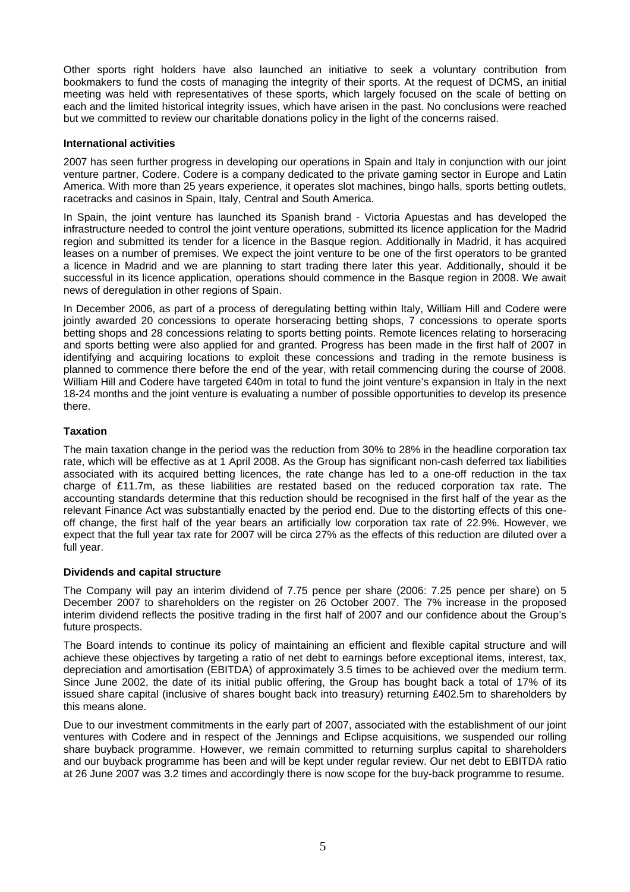Other sports right holders have also launched an initiative to seek a voluntary contribution from bookmakers to fund the costs of managing the integrity of their sports. At the request of DCMS, an initial meeting was held with representatives of these sports, which largely focused on the scale of betting on each and the limited historical integrity issues, which have arisen in the past. No conclusions were reached but we committed to review our charitable donations policy in the light of the concerns raised.

**International activities**

2007 has seen further progress in developing our operations in Spain and Italy in conjunction with our joint venture partner, Codere. Codere is a company dedicated to the private gaming sector in Europe and Latin America. With more than 25 years experience, it operates slot machines, bingo halls, sports betting outlets, racetracks and casinos in Spain, Italy, Central and South America.

In Spain, the joint venture has launched its Spanish brand - Victoria Apuestas and has developed the infrastructure needed to control the joint venture operations, submitted its licence application for the Madrid region and submitted its tender for a licence in the Basque region. Additionally in Madrid, it has acquired leases on a number of premises. We expect the joint venture to be one of the first operators to be granted a licence in Madrid and we are planning to start trading there later this year. Additionally, should it be successful in its licence application, operations should commence in the Basque region in 2008. We await news of deregulation in other regions of Spain.

In December 2006, as part of a process of deregulating betting within Italy, William Hill and Codere were jointly awarded 20 concessions to operate horseracing betting shops, 7 concessions to operate sports betting shops and 28 concessions relating to sports betting points. Remote licences relating to horseracing and sports betting were also applied for and granted. Progress has been made in the first half of 2007 in identifying and acquiring locations to exploit these concessions and trading in the remote business is planned to commence there before the end of the year, with retail commencing during the course of 2008. William Hill and Codere have targeted €40m in total to fund the joint venture's expansion in Italy in the next 18-24 months and the joint venture is evaluating a number of possible opportunities to develop its presence there.

**Taxation**

The main taxation change in the period was the reduction from 30% to 28% in the headline corporation tax rate, which will be effective as at 1 April 2008. As the Group has significant non-cash deferred tax liabilities associated with its acquired betting licences, the rate change has led to a one-off reduction in the tax charge of £11.7m, as these liabilities are restated based on the reduced corporation tax rate. The accounting standards determine that this reduction should be recognised in the first half of the year as the relevant Finance Act was substantially enacted by the period end. Due to the distorting effects of this one-off change, the first half of the year bears an artificially low corporation tax rate of 22.9%. However, we expect that the full year tax rate for 2007 will be circa 27% as the effects of this reduction are diluted over a full year.

**Dividends and capital structure**

The Company will pay an interim dividend of 7.75 pence per share (2006: 7.25 pence per share) on 5 December 2007 to shareholders on the register on 26 October 2007. The 7% increase in the proposed interim dividend reflects the positive trading in the first half of 2007 and our confidence about the Group's future prospects.

The Board intends to continue its policy of maintaining an efficient and flexible capital structure and will achieve these objectives by targeting a ratio of net debt to earnings before exceptional items, interest, tax, depreciation and amortisation (EBITDA) of approximately 3.5 times to be achieved over the medium term. Since June 2002, the date of its initial public offering, the Group has bought back a total of 17% of its issued share capital (inclusive of shares bought back into treasury) returning £402.5m to shareholders by this means alone.

Due to our investment commitments in the early part of 2007, associated with the establishment of our joint ventures with Codere and in respect of the Jennings and Eclipse acquisitions, we suspended our rolling share buyback programme. However, we remain committed to returning surplus capital to shareholders and our buyback programme has been and will be kept under regular review. Our net debt to EBITDA ratio at 26 June 2007 was 3.2 times and accordingly there is now scope for the buy-back programme to resume.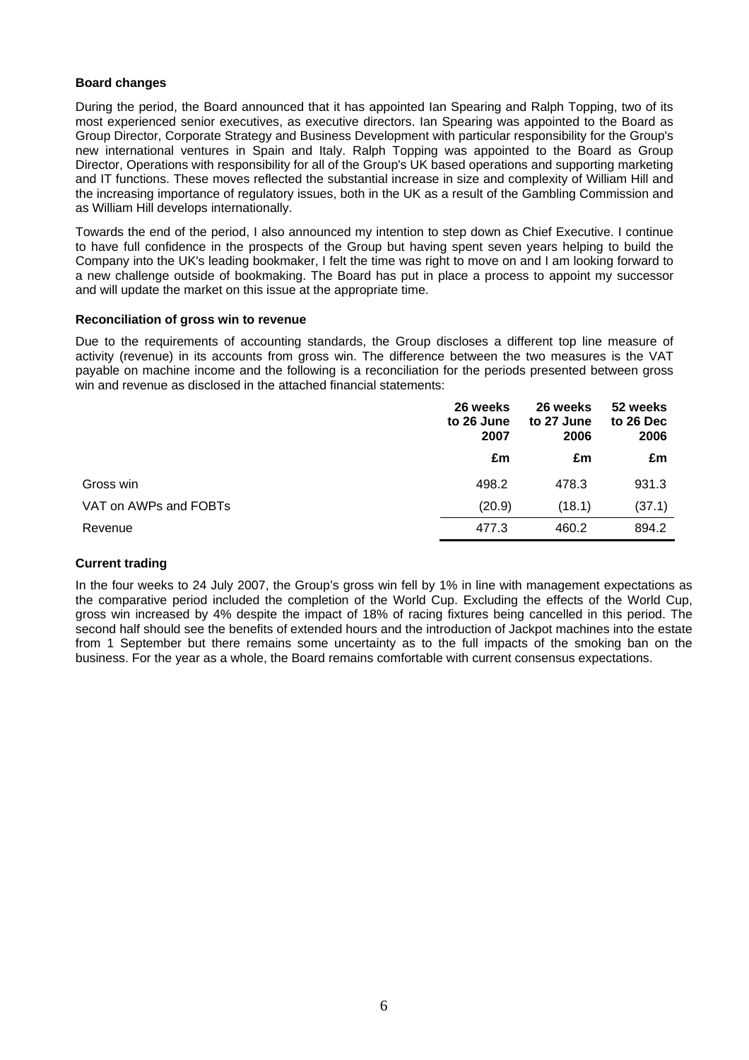**Board changes**

During the period, the Board announced that it has appointed Ian Spearing and Ralph Topping, two of its most experienced senior executives, as executive directors. Ian Spearing was appointed to the Board as Group Director, Corporate Strategy and Business Development with particular responsibility for the Group's new international ventures in Spain and Italy. Ralph Topping was appointed to the Board as Group Director, Operations with responsibility for all of the Group's UK based operations and supporting marketing and IT functions. These moves reflected the substantial increase in size and complexity of William Hill and the increasing importance of regulatory issues, both in the UK as a result of the Gambling Commission and as William Hill develops internationally.

Towards the end of the period, I also announced my intention to step down as Chief Executive. I continue to have full confidence in the prospects of the Group but having spent seven years helping to build the Company into the UK's leading bookmaker, I felt the time was right to move on and I am looking forward to a new challenge outside of bookmaking. The Board has put in place a process to appoint my successor and will update the market on this issue at the appropriate time.

**Reconciliation of gross win to revenue**

Due to the requirements of accounting standards, the Group discloses a different top line measure of activity (revenue) in its accounts from gross win. The difference between the two measures is the VAT payable on machine income and the following is a reconciliation for the periods presented between gross win and revenue as disclosed in the attached financial statements:

| | 26 weeks to 26 June 2007 | 26 weeks to 27 June 2006 | 52 weeks to 26 Dec 2006 |
|---|---|---|---|
| | £m | £m | £m |
| Gross win | 498.2 | 478.3 | 931.3 |
| VAT on AWPs and FOBTs | (20.9) | (18.1) | (37.1) |
| Revenue | 477.3 | 460.2 | 894.2 |

**Current trading**

In the four weeks to 24 July 2007, the Group's gross win fell by 1% in line with management expectations as the comparative period included the completion of the World Cup. Excluding the effects of the World Cup, gross win increased by 4% despite the impact of 18% of racing fixtures being cancelled in this period. The second half should see the benefits of extended hours and the introduction of Jackpot machines into the estate from 1 September but there remains some uncertainty as to the full impacts of the smoking ban on the business. For the year as a whole, the Board remains comfortable with current consensus expectations.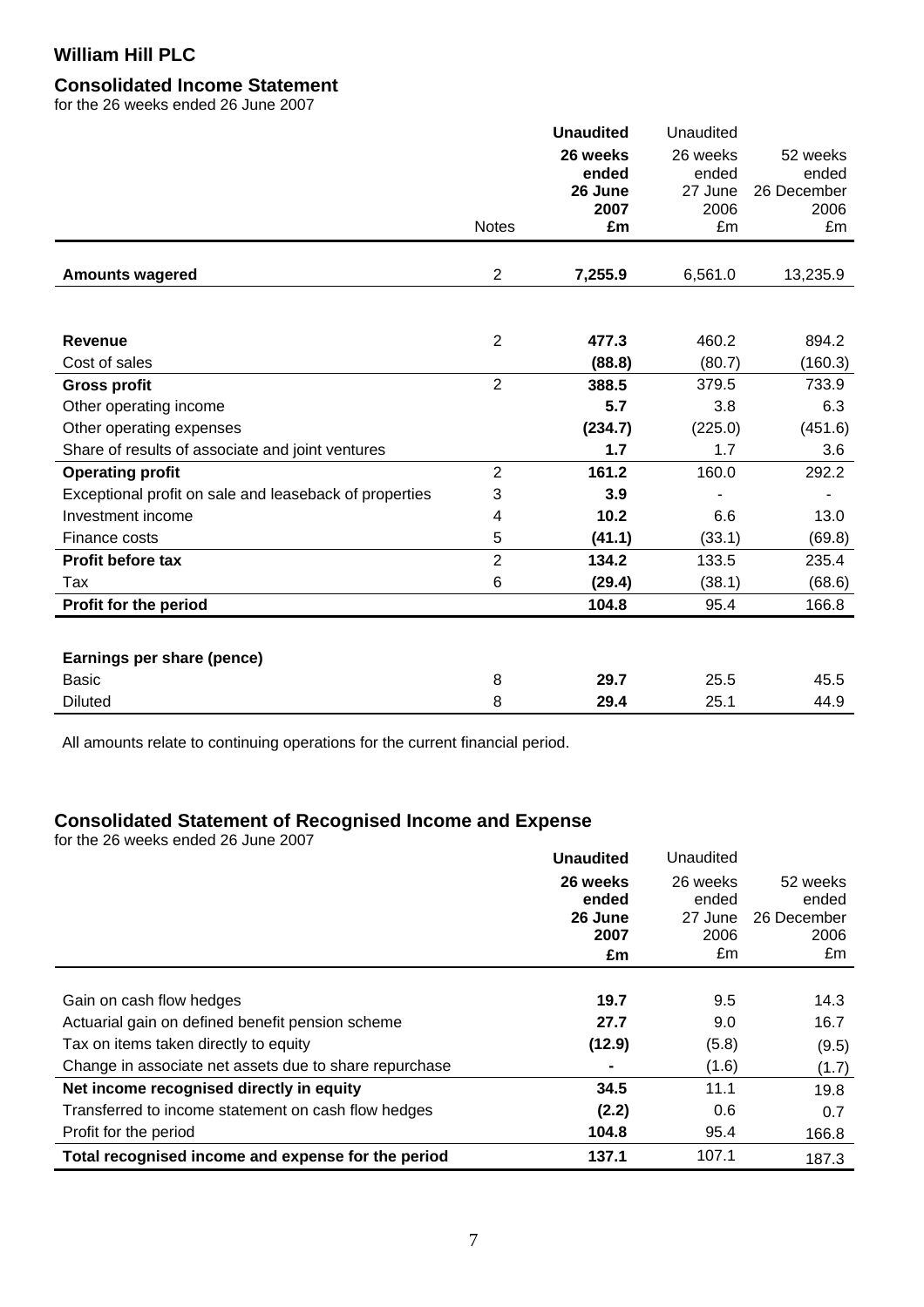# William Hill PLC

## Consolidated Income Statement

for the 26 weeks ended 26 June 2007

| | Notes | **Unaudited 26 weeks ended 26 June 2007 £m** | Unaudited 26 weeks ended 27 June 2006 £m | 52 weeks ended 26 December 2006 £m |
|---|---|---|---|---|
| **Amounts wagered** | 2 | **7,255.9** | 6,561.0 | 13,235.9 |
| | | | | |
| **Revenue** | 2 | **477.3** | 460.2 | 894.2 |
| Cost of sales | | **(88.8)** | (80.7) | (160.3) |
| **Gross profit** | 2 | **388.5** | 379.5 | 733.9 |
| Other operating income | | **5.7** | 3.8 | 6.3 |
| Other operating expenses | | **(234.7)** | (225.0) | (451.6) |
| Share of results of associate and joint ventures | | **1.7** | 1.7 | 3.6 |
| **Operating profit** | 2 | **161.2** | 160.0 | 292.2 |
| Exceptional profit on sale and leaseback of properties | 3 | **3.9** | - | - |
| Investment income | 4 | **10.2** | 6.6 | 13.0 |
| Finance costs | 5 | **(41.1)** | (33.1) | (69.8) |
| **Profit before tax** | 2 | **134.2** | 133.5 | 235.4 |
| Tax | 6 | **(29.4)** | (38.1) | (68.6) |
| **Profit for the period** | | **104.8** | 95.4 | 166.8 |
| | | | | |
| **Earnings per share (pence)** | | | | |
| Basic | 8 | **29.7** | 25.5 | 45.5 |
| Diluted | 8 | **29.4** | 25.1 | 44.9 |

All amounts relate to continuing operations for the current financial period.

## Consolidated Statement of Recognised Income and Expense

for the 26 weeks ended 26 June 2007

| | **Unaudited 26 weeks ended 26 June 2007 £m** | Unaudited 26 weeks ended 27 June 2006 £m | 52 weeks ended 26 December 2006 £m |
|---|---|---|---|
| Gain on cash flow hedges | **19.7** | 9.5 | 14.3 |
| Actuarial gain on defined benefit pension scheme | **27.7** | 9.0 | 16.7 |
| Tax on items taken directly to equity | **(12.9)** | (5.8) | (9.5) |
| Change in associate net assets due to share repurchase | **-** | (1.6) | (1.7) |
| **Net income recognised directly in equity** | **34.5** | 11.1 | 19.8 |
| Transferred to income statement on cash flow hedges | **(2.2)** | 0.6 | 0.7 |
| Profit for the period | **104.8** | 95.4 | 166.8 |
| **Total recognised income and expense for the period** | **137.1** | 107.1 | 187.3 |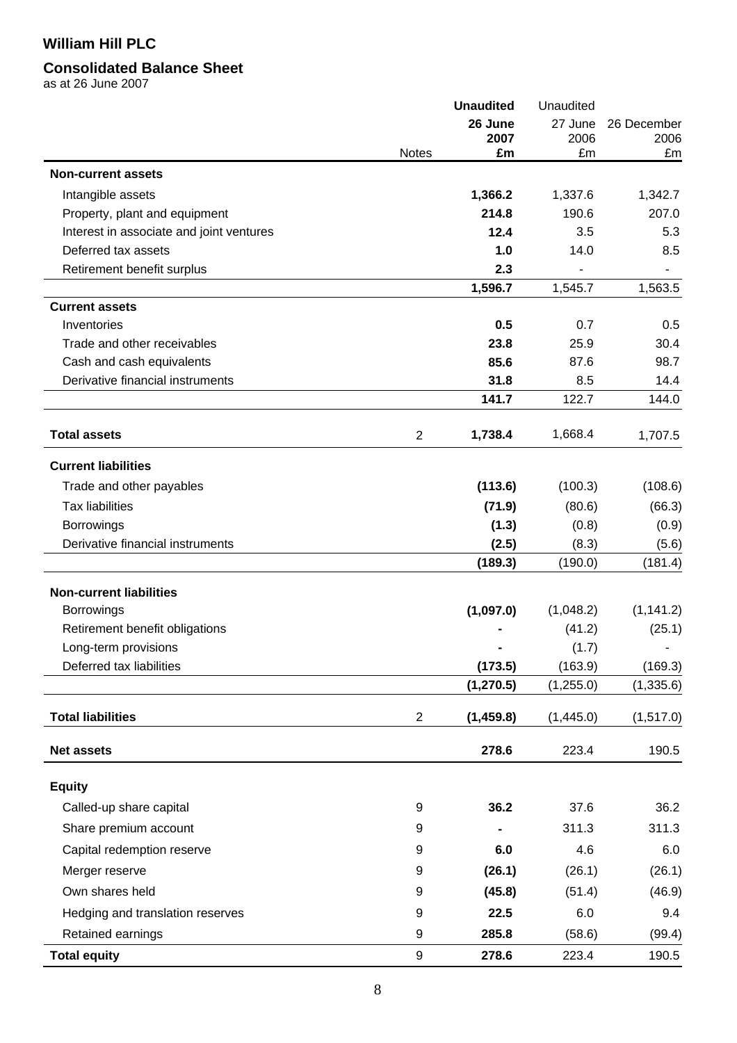## William Hill PLC

## Consolidated Balance Sheet

as at 26 June 2007

| | Notes | **Unaudited 26 June 2007 £m** | Unaudited 27 June 2006 £m | 26 December 2006 £m |
|---|---|---|---|---|
| **Non-current assets** | | | | |
| Intangible assets | | **1,366.2** | 1,337.6 | 1,342.7 |
| Property, plant and equipment | | **214.8** | 190.6 | 207.0 |
| Interest in associate and joint ventures | | **12.4** | 3.5 | 5.3 |
| Deferred tax assets | | **1.0** | 14.0 | 8.5 |
| Retirement benefit surplus | | **2.3** | - | - |
| | | **1,596.7** | 1,545.7 | 1,563.5 |
| **Current assets** | | | | |
| Inventories | | **0.5** | 0.7 | 0.5 |
| Trade and other receivables | | **23.8** | 25.9 | 30.4 |
| Cash and cash equivalents | | **85.6** | 87.6 | 98.7 |
| Derivative financial instruments | | **31.8** | 8.5 | 14.4 |
| | | **141.7** | 122.7 | 144.0 |
| **Total assets** | 2 | **1,738.4** | 1,668.4 | 1,707.5 |
| **Current liabilities** | | | | |
| Trade and other payables | | **(113.6)** | (100.3) | (108.6) |
| Tax liabilities | | **(71.9)** | (80.6) | (66.3) |
| Borrowings | | **(1.3)** | (0.8) | (0.9) |
| Derivative financial instruments | | **(2.5)** | (8.3) | (5.6) |
| | | **(189.3)** | (190.0) | (181.4) |
| **Non-current liabilities** | | | | |
| Borrowings | | **(1,097.0)** | (1,048.2) | (1,141.2) |
| Retirement benefit obligations | | **-** | (41.2) | (25.1) |
| Long-term provisions | | **-** | (1.7) | - |
| Deferred tax liabilities | | **(173.5)** | (163.9) | (169.3) |
| | | **(1,270.5)** | (1,255.0) | (1,335.6) |
| **Total liabilities** | 2 | **(1,459.8)** | (1,445.0) | (1,517.0) |
| **Net assets** | | **278.6** | 223.4 | 190.5 |
| **Equity** | | | | |
| Called-up share capital | 9 | **36.2** | 37.6 | 36.2 |
| Share premium account | 9 | **-** | 311.3 | 311.3 |
| Capital redemption reserve | 9 | **6.0** | 4.6 | 6.0 |
| Merger reserve | 9 | **(26.1)** | (26.1) | (26.1) |
| Own shares held | 9 | **(45.8)** | (51.4) | (46.9) |
| Hedging and translation reserves | 9 | **22.5** | 6.0 | 9.4 |
| Retained earnings | 9 | **285.8** | (58.6) | (99.4) |
| **Total equity** | 9 | **278.6** | 223.4 | 190.5 |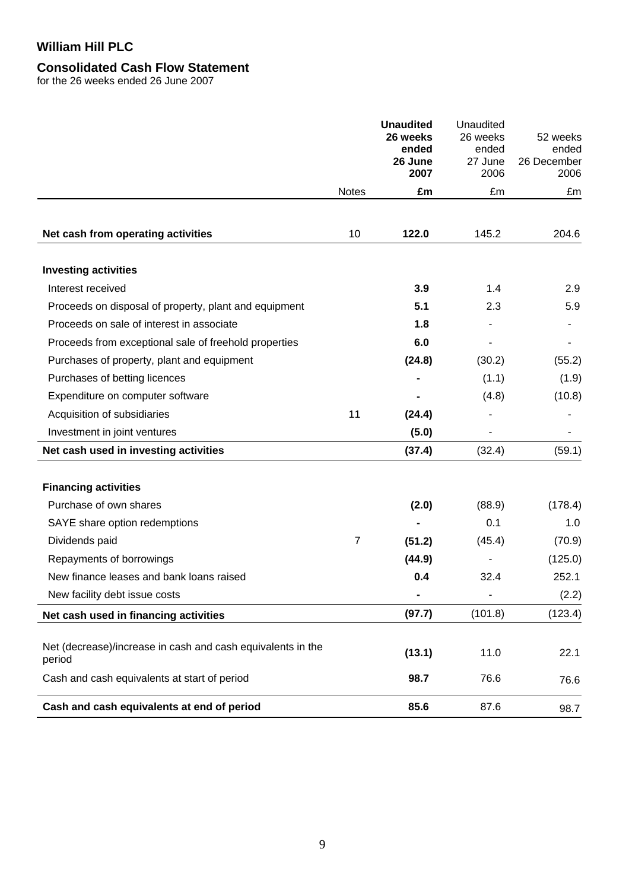# William Hill PLC

## Consolidated Cash Flow Statement

for the 26 weeks ended 26 June 2007

| | Notes | **Unaudited 26 weeks ended 26 June 2007** | Unaudited 26 weeks ended 27 June 2006 | 52 weeks ended 26 December 2006 |
|---|---|---|---|---|
| | | **£m** | £m | £m |
| **Net cash from operating activities** | 10 | **122.0** | 145.2 | 204.6 |
| **Investing activities** | | | | |
| Interest received | | **3.9** | 1.4 | 2.9 |
| Proceeds on disposal of property, plant and equipment | | **5.1** | 2.3 | 5.9 |
| Proceeds on sale of interest in associate | | **1.8** | - | - |
| Proceeds from exceptional sale of freehold properties | | **6.0** | - | - |
| Purchases of property, plant and equipment | | **(24.8)** | (30.2) | (55.2) |
| Purchases of betting licences | | **-** | (1.1) | (1.9) |
| Expenditure on computer software | | **-** | (4.8) | (10.8) |
| Acquisition of subsidiaries | 11 | **(24.4)** | - | - |
| Investment in joint ventures | | **(5.0)** | - | - |
| **Net cash used in investing activities** | | **(37.4)** | (32.4) | (59.1) |
| **Financing activities** | | | | |
| Purchase of own shares | | **(2.0)** | (88.9) | (178.4) |
| SAYE share option redemptions | | **-** | 0.1 | 1.0 |
| Dividends paid | 7 | **(51.2)** | (45.4) | (70.9) |
| Repayments of borrowings | | **(44.9)** | - | (125.0) |
| New finance leases and bank loans raised | | **0.4** | 32.4 | 252.1 |
| New facility debt issue costs | | **-** | - | (2.2) |
| **Net cash used in financing activities** | | **(97.7)** | (101.8) | (123.4) |
| Net (decrease)/increase in cash and cash equivalents in the period | | **(13.1)** | 11.0 | 22.1 |
| Cash and cash equivalents at start of period | | **98.7** | 76.6 | 76.6 |
| **Cash and cash equivalents at end of period** | | **85.6** | 87.6 | 98.7 |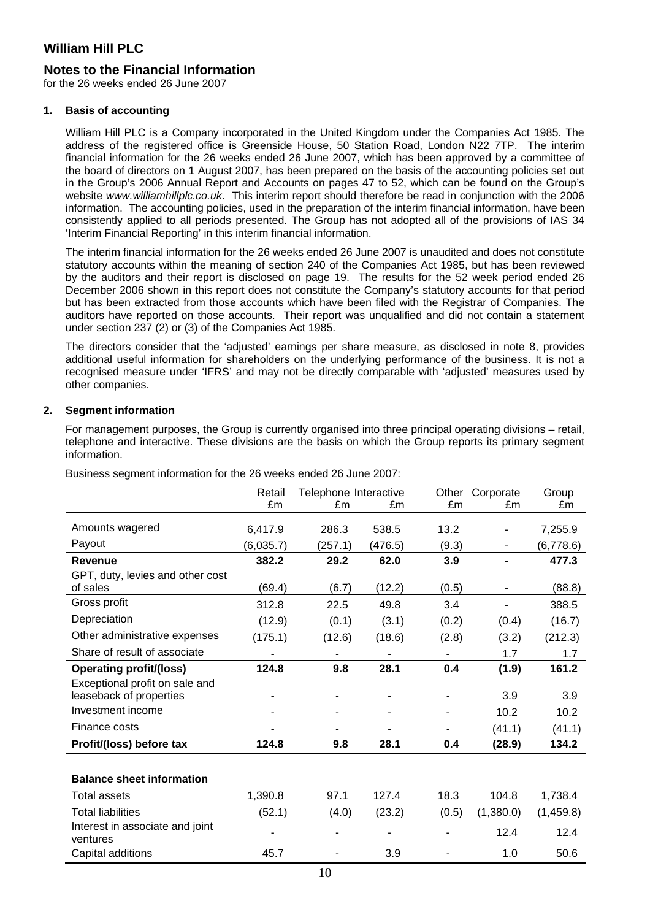# William Hill PLC

## Notes to the Financial Information

for the 26 weeks ended 26 June 2007

### 1. Basis of accounting

William Hill PLC is a Company incorporated in the United Kingdom under the Companies Act 1985. The address of the registered office is Greenside House, 50 Station Road, London N22 7TP. The interim financial information for the 26 weeks ended 26 June 2007, which has been approved by a committee of the board of directors on 1 August 2007, has been prepared on the basis of the accounting policies set out in the Group's 2006 Annual Report and Accounts on pages 47 to 52, which can be found on the Group's website *www.williamhillplc.co.uk*. This interim report should therefore be read in conjunction with the 2006 information. The accounting policies, used in the preparation of the interim financial information, have been consistently applied to all periods presented. The Group has not adopted all of the provisions of IAS 34 'Interim Financial Reporting' in this interim financial information.

The interim financial information for the 26 weeks ended 26 June 2007 is unaudited and does not constitute statutory accounts within the meaning of section 240 of the Companies Act 1985, but has been reviewed by the auditors and their report is disclosed on page 19. The results for the 52 week period ended 26 December 2006 shown in this report does not constitute the Company's statutory accounts for that period but has been extracted from those accounts which have been filed with the Registrar of Companies. The auditors have reported on those accounts. Their report was unqualified and did not contain a statement under section 237 (2) or (3) of the Companies Act 1985.

The directors consider that the 'adjusted' earnings per share measure, as disclosed in note 8, provides additional useful information for shareholders on the underlying performance of the business. It is not a recognised measure under 'IFRS' and may not be directly comparable with 'adjusted' measures used by other companies.

### 2. Segment information

For management purposes, the Group is currently organised into three principal operating divisions – retail, telephone and interactive. These divisions are the basis on which the Group reports its primary segment information.

Business segment information for the 26 weeks ended 26 June 2007:

| | Retail £m | Telephone £m | Interactive £m | Other £m | Corporate £m | Group £m |
|---|---|---|---|---|---|---|
| Amounts wagered | 6,417.9 | 286.3 | 538.5 | 13.2 | - | 7,255.9 |
| Payout | (6,035.7) | (257.1) | (476.5) | (9.3) | - | (6,778.6) |
| **Revenue** | **382.2** | **29.2** | **62.0** | **3.9** | **-** | **477.3** |
| GPT, duty, levies and other cost of sales | (69.4) | (6.7) | (12.2) | (0.5) | - | (88.8) |
| Gross profit | 312.8 | 22.5 | 49.8 | 3.4 | - | 388.5 |
| Depreciation | (12.9) | (0.1) | (3.1) | (0.2) | (0.4) | (16.7) |
| Other administrative expenses | (175.1) | (12.6) | (18.6) | (2.8) | (3.2) | (212.3) |
| Share of result of associate | - | - | - | - | 1.7 | 1.7 |
| **Operating profit/(loss)** | **124.8** | **9.8** | **28.1** | **0.4** | **(1.9)** | **161.2** |
| Exceptional profit on sale and leaseback of properties | - | - | - | - | 3.9 | 3.9 |
| Investment income | - | - | - | - | 10.2 | 10.2 |
| Finance costs | - | - | - | - | (41.1) | (41.1) |
| **Profit/(loss) before tax** | **124.8** | **9.8** | **28.1** | **0.4** | **(28.9)** | **134.2** |
| | | | | | | |
| **Balance sheet information** | | | | | | |
| Total assets | 1,390.8 | 97.1 | 127.4 | 18.3 | 104.8 | 1,738.4 |
| Total liabilities | (52.1) | (4.0) | (23.2) | (0.5) | (1,380.0) | (1,459.8) |
| Interest in associate and joint ventures | - | - | - | - | 12.4 | 12.4 |
| Capital additions | 45.7 | - | 3.9 | - | 1.0 | 50.6 |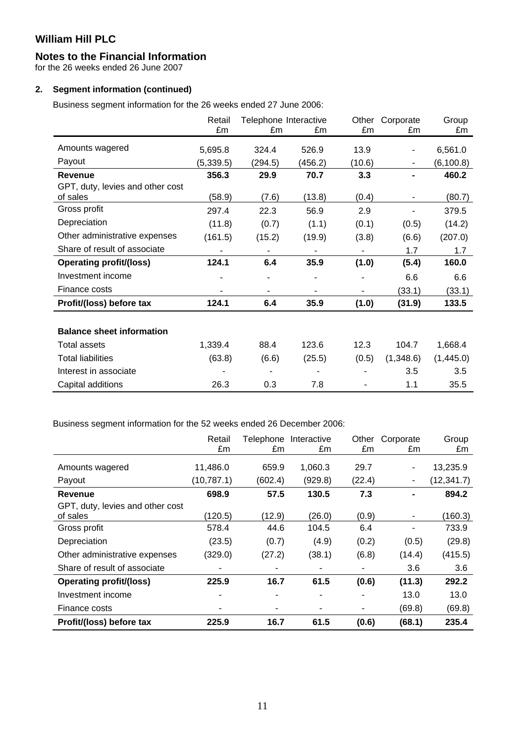# William Hill PLC

## Notes to the Financial Information

for the 26 weeks ended 26 June 2007

### 2. Segment information (continued)

Business segment information for the 26 weeks ended 27 June 2006:

| | Retail £m | Telephone £m | Interactive £m | Other £m | Corporate £m | Group £m |
|---|---|---|---|---|---|---|
| Amounts wagered | 5,695.8 | 324.4 | 526.9 | 13.9 | - | 6,561.0 |
| Payout | (5,339.5) | (294.5) | (456.2) | (10.6) | - | (6,100.8) |
| **Revenue** | **356.3** | **29.9** | **70.7** | **3.3** | **-** | **460.2** |
| GPT, duty, levies and other cost of sales | (58.9) | (7.6) | (13.8) | (0.4) | - | (80.7) |
| Gross profit | 297.4 | 22.3 | 56.9 | 2.9 | - | 379.5 |
| Depreciation | (11.8) | (0.7) | (1.1) | (0.1) | (0.5) | (14.2) |
| Other administrative expenses | (161.5) | (15.2) | (19.9) | (3.8) | (6.6) | (207.0) |
| Share of result of associate | - | - | - | - | 1.7 | 1.7 |
| **Operating profit/(loss)** | **124.1** | **6.4** | **35.9** | **(1.0)** | **(5.4)** | **160.0** |
| Investment income | - | - | - | - | 6.6 | 6.6 |
| Finance costs | - | - | - | - | (33.1) | (33.1) |
| **Profit/(loss) before tax** | **124.1** | **6.4** | **35.9** | **(1.0)** | **(31.9)** | **133.5** |
| | | | | | | |
| **Balance sheet information** | | | | | | |
| Total assets | 1,339.4 | 88.4 | 123.6 | 12.3 | 104.7 | 1,668.4 |
| Total liabilities | (63.8) | (6.6) | (25.5) | (0.5) | (1,348.6) | (1,445.0) |
| Interest in associate | - | - | - | - | 3.5 | 3.5 |
| Capital additions | 26.3 | 0.3 | 7.8 | - | 1.1 | 35.5 |

Business segment information for the 52 weeks ended 26 December 2006:

| | Retail £m | Telephone £m | Interactive £m | Other £m | Corporate £m | Group £m |
|---|---|---|---|---|---|---|
| Amounts wagered | 11,486.0 | 659.9 | 1,060.3 | 29.7 | - | 13,235.9 |
| Payout | (10,787.1) | (602.4) | (929.8) | (22.4) | - | (12,341.7) |
| **Revenue** | **698.9** | **57.5** | **130.5** | **7.3** | **-** | **894.2** |
| GPT, duty, levies and other cost of sales | (120.5) | (12.9) | (26.0) | (0.9) | - | (160.3) |
| Gross profit | 578.4 | 44.6 | 104.5 | 6.4 | - | 733.9 |
| Depreciation | (23.5) | (0.7) | (4.9) | (0.2) | (0.5) | (29.8) |
| Other administrative expenses | (329.0) | (27.2) | (38.1) | (6.8) | (14.4) | (415.5) |
| Share of result of associate | - | - | - | - | 3.6 | 3.6 |
| **Operating profit/(loss)** | **225.9** | **16.7** | **61.5** | **(0.6)** | **(11.3)** | **292.2** |
| Investment income | - | - | - | - | 13.0 | 13.0 |
| Finance costs | - | - | - | - | (69.8) | (69.8) |
| **Profit/(loss) before tax** | **225.9** | **16.7** | **61.5** | **(0.6)** | **(68.1)** | **235.4** |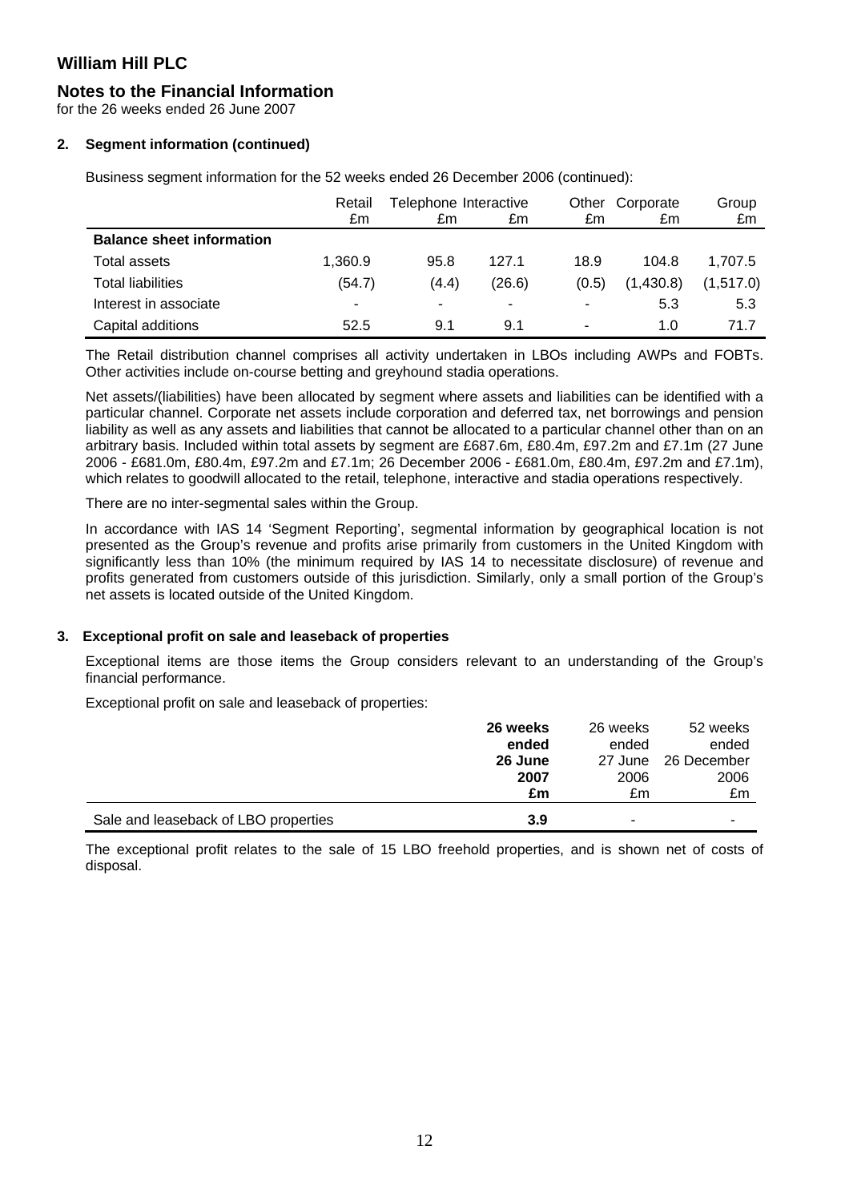# William Hill PLC

## Notes to the Financial Information

for the 26 weeks ended 26 June 2007

### 2. Segment information (continued)

Business segment information for the 52 weeks ended 26 December 2006 (continued):

| | Retail £m | Telephone £m | Interactive £m | Other £m | Corporate £m | Group £m |
|---|---|---|---|---|---|---|
| **Balance sheet information** | | | | | | |
| Total assets | 1,360.9 | 95.8 | 127.1 | 18.9 | 104.8 | 1,707.5 |
| Total liabilities | (54.7) | (4.4) | (26.6) | (0.5) | (1,430.8) | (1,517.0) |
| Interest in associate | - | - | - | - | 5.3 | 5.3 |
| Capital additions | 52.5 | 9.1 | 9.1 | - | 1.0 | 71.7 |

The Retail distribution channel comprises all activity undertaken in LBOs including AWPs and FOBTs. Other activities include on-course betting and greyhound stadia operations.

Net assets/(liabilities) have been allocated by segment where assets and liabilities can be identified with a particular channel. Corporate net assets include corporation and deferred tax, net borrowings and pension liability as well as any assets and liabilities that cannot be allocated to a particular channel other than on an arbitrary basis. Included within total assets by segment are £687.6m, £80.4m, £97.2m and £7.1m (27 June 2006 - £681.0m, £80.4m, £97.2m and £7.1m; 26 December 2006 - £681.0m, £80.4m, £97.2m and £7.1m), which relates to goodwill allocated to the retail, telephone, interactive and stadia operations respectively.

There are no inter-segmental sales within the Group.

In accordance with IAS 14 'Segment Reporting', segmental information by geographical location is not presented as the Group's revenue and profits arise primarily from customers in the United Kingdom with significantly less than 10% (the minimum required by IAS 14 to necessitate disclosure) of revenue and profits generated from customers outside of this jurisdiction. Similarly, only a small portion of the Group's net assets is located outside of the United Kingdom.

### 3. Exceptional profit on sale and leaseback of properties

Exceptional items are those items the Group considers relevant to an understanding of the Group's financial performance.

Exceptional profit on sale and leaseback of properties:

| | **26 weeks ended 26 June 2007 £m** | 26 weeks ended 27 June 2006 £m | 52 weeks ended 26 December 2006 £m |
|---|---|---|---|
| Sale and leaseback of LBO properties | **3.9** | - | - |

The exceptional profit relates to the sale of 15 LBO freehold properties, and is shown net of costs of disposal.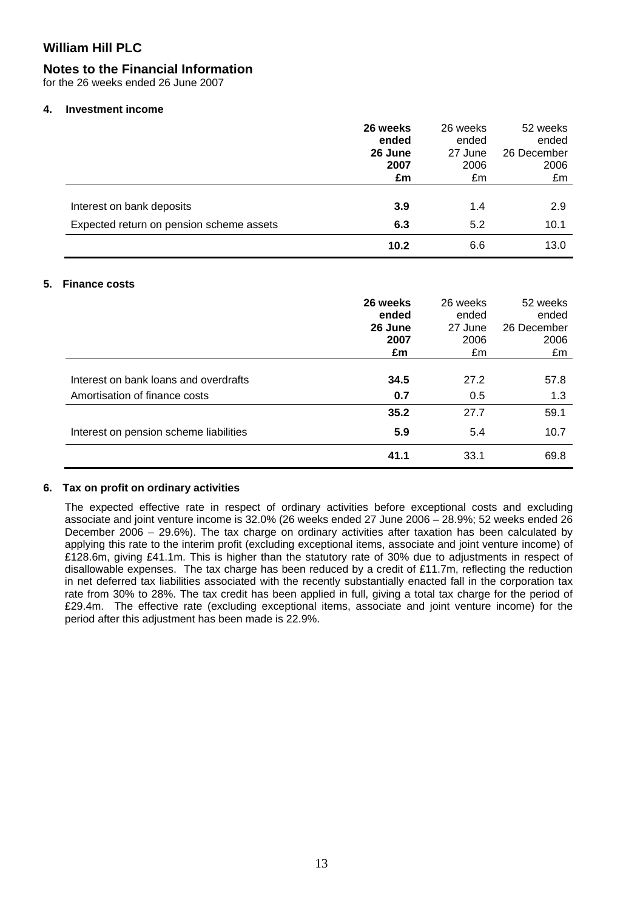# William Hill PLC

## Notes to the Financial Information

for the 26 weeks ended 26 June 2007

### 4. Investment income

| | **26 weeks ended 26 June 2007 £m** | 26 weeks ended 27 June 2006 £m | 52 weeks ended 26 December 2006 £m |
|---|---|---|---|
| Interest on bank deposits | **3.9** | 1.4 | 2.9 |
| Expected return on pension scheme assets | **6.3** | 5.2 | 10.1 |
| | **10.2** | 6.6 | 13.0 |

### 5. Finance costs

| | **26 weeks ended 26 June 2007 £m** | 26 weeks ended 27 June 2006 £m | 52 weeks ended 26 December 2006 £m |
|---|---|---|---|
| Interest on bank loans and overdrafts | **34.5** | 27.2 | 57.8 |
| Amortisation of finance costs | **0.7** | 0.5 | 1.3 |
| | **35.2** | 27.7 | 59.1 |
| Interest on pension scheme liabilities | **5.9** | 5.4 | 10.7 |
| | **41.1** | 33.1 | 69.8 |

### 6. Tax on profit on ordinary activities

The expected effective rate in respect of ordinary activities before exceptional costs and excluding associate and joint venture income is 32.0% (26 weeks ended 27 June 2006 – 28.9%; 52 weeks ended 26 December 2006 – 29.6%). The tax charge on ordinary activities after taxation has been calculated by applying this rate to the interim profit (excluding exceptional items, associate and joint venture income) of £128.6m, giving £41.1m. This is higher than the statutory rate of 30% due to adjustments in respect of disallowable expenses. The tax charge has been reduced by a credit of £11.7m, reflecting the reduction in net deferred tax liabilities associated with the recently substantially enacted fall in the corporation tax rate from 30% to 28%. The tax credit has been applied in full, giving a total tax charge for the period of £29.4m. The effective rate (excluding exceptional items, associate and joint venture income) for the period after this adjustment has been made is 22.9%.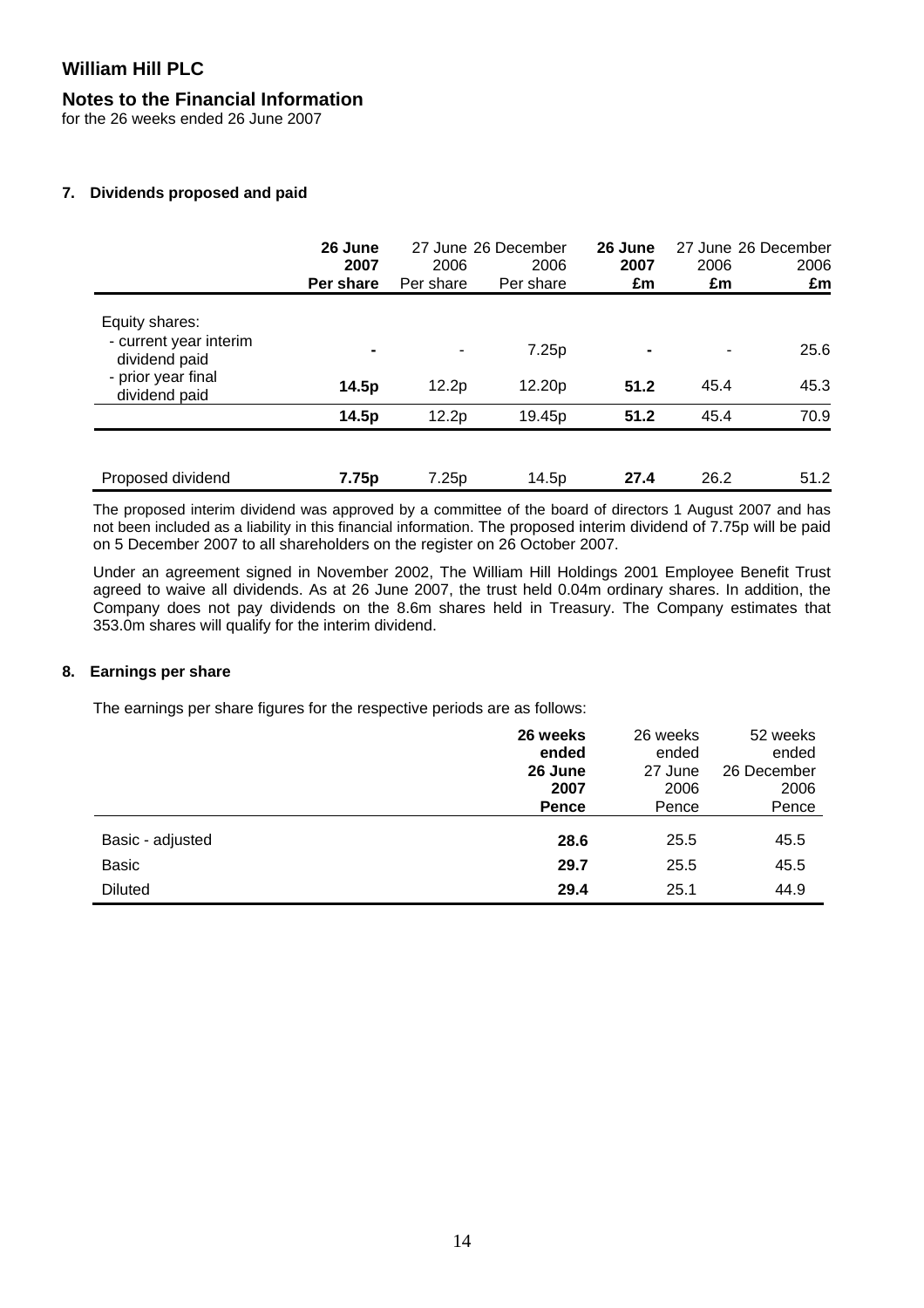# William Hill PLC

## Notes to the Financial Information

for the 26 weeks ended 26 June 2007

### 7. Dividends proposed and paid

| | **26 June 2007 Per share** | 27 June 2006 Per share | 26 December 2006 Per share | **26 June 2007 £m** | 27 June 2006 £m | 26 December 2006 £m |
|---|---|---|---|---|---|---|
| Equity shares: | | | | | | |
| - current year interim dividend paid | **-** | - | 7.25p | **-** | - | 25.6 |
| - prior year final dividend paid | **14.5p** | 12.2p | 12.20p | **51.2** | 45.4 | 45.3 |
| | **14.5p** | 12.2p | 19.45p | **51.2** | 45.4 | 70.9 |
| Proposed dividend | **7.75p** | 7.25p | 14.5p | **27.4** | 26.2 | 51.2 |

The proposed interim dividend was approved by a committee of the board of directors 1 August 2007 and has not been included as a liability in this financial information. The proposed interim dividend of 7.75p will be paid on 5 December 2007 to all shareholders on the register on 26 October 2007.

Under an agreement signed in November 2002, The William Hill Holdings 2001 Employee Benefit Trust agreed to waive all dividends. As at 26 June 2007, the trust held 0.04m ordinary shares. In addition, the Company does not pay dividends on the 8.6m shares held in Treasury. The Company estimates that 353.0m shares will qualify for the interim dividend.

### 8. Earnings per share

The earnings per share figures for the respective periods are as follows:

| | **26 weeks ended 26 June 2007 Pence** | 26 weeks ended 27 June 2006 Pence | 52 weeks ended 26 December 2006 Pence |
|---|---|---|---|
| Basic - adjusted | **28.6** | 25.5 | 45.5 |
| Basic | **29.7** | 25.5 | 45.5 |
| Diluted | **29.4** | 25.1 | 44.9 |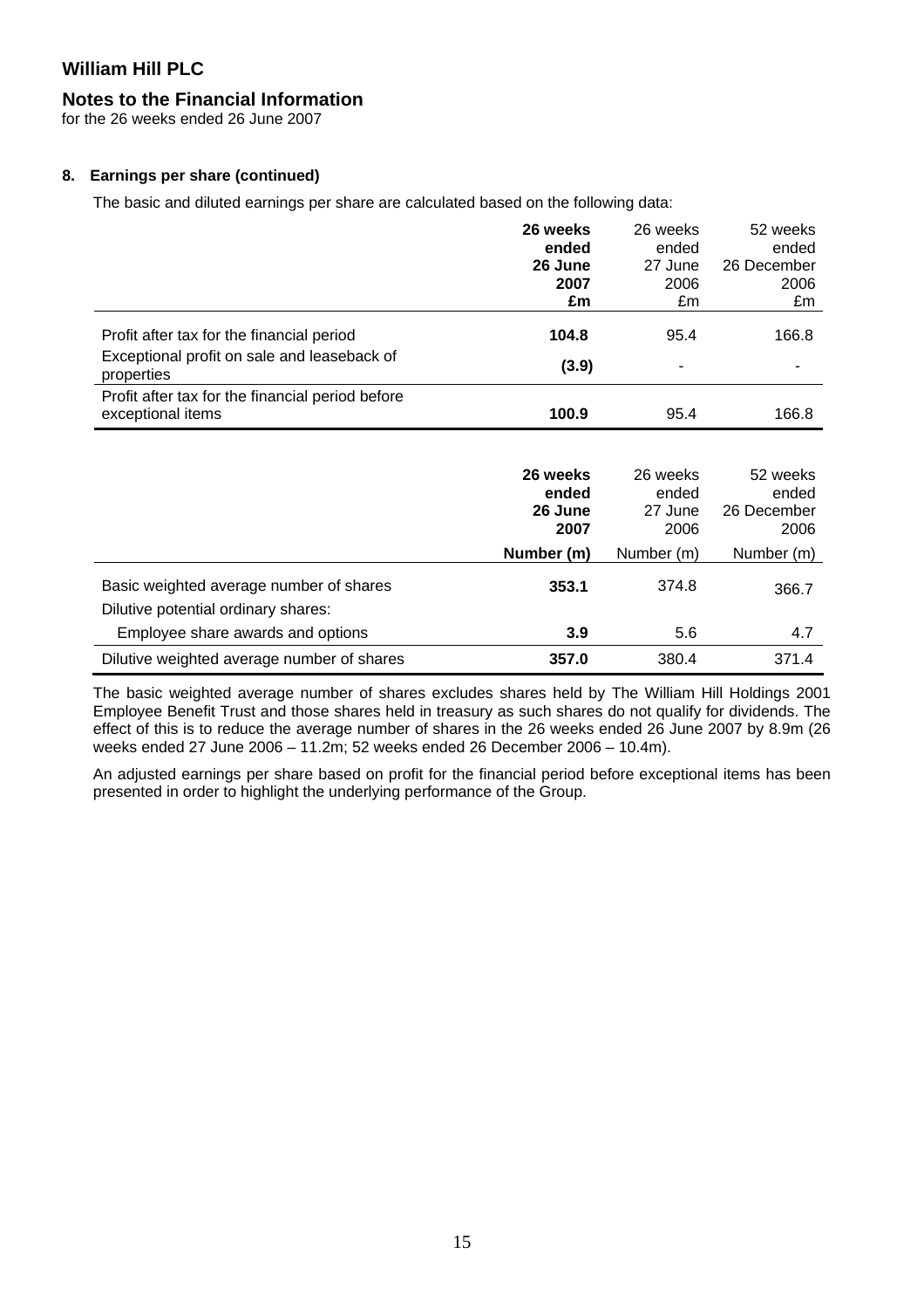# William Hill PLC

## Notes to the Financial Information

for the 26 weeks ended 26 June 2007

### 8. Earnings per share (continued)

The basic and diluted earnings per share are calculated based on the following data:

| | **26 weeks ended 26 June 2007 £m** | 26 weeks ended 27 June 2006 £m | 52 weeks ended 26 December 2006 £m |
|---|---|---|---|
| Profit after tax for the financial period | **104.8** | 95.4 | 166.8 |
| Exceptional profit on sale and leaseback of properties | **(3.9)** | - | - |
| Profit after tax for the financial period before exceptional items | **100.9** | 95.4 | 166.8 |

| | **26 weeks ended 26 June 2007 Number (m)** | 26 weeks ended 27 June 2006 Number (m) | 52 weeks ended 26 December 2006 Number (m) |
|---|---|---|---|
| Basic weighted average number of shares | **353.1** | 374.8 | 366.7 |
| Dilutive potential ordinary shares: | | | |
| Employee share awards and options | **3.9** | 5.6 | 4.7 |
| Dilutive weighted average number of shares | **357.0** | 380.4 | 371.4 |

The basic weighted average number of shares excludes shares held by The William Hill Holdings 2001 Employee Benefit Trust and those shares held in treasury as such shares do not qualify for dividends. The effect of this is to reduce the average number of shares in the 26 weeks ended 26 June 2007 by 8.9m (26 weeks ended 27 June 2006 – 11.2m; 52 weeks ended 26 December 2006 – 10.4m).

An adjusted earnings per share based on profit for the financial period before exceptional items has been presented in order to highlight the underlying performance of the Group.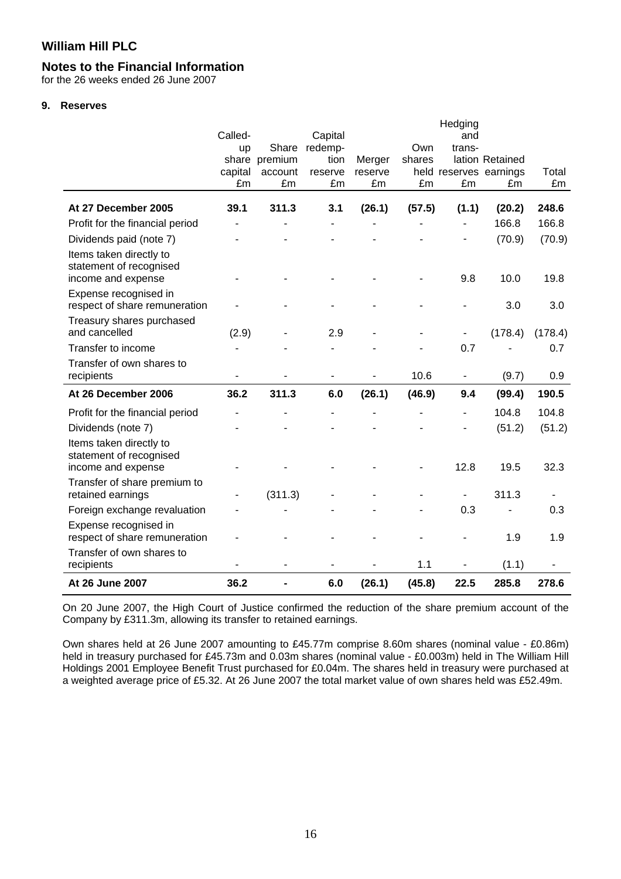# William Hill PLC

## Notes to the Financial Information

for the 26 weeks ended 26 June 2007

**9. Reserves**

| | Called-up share capital £m | Share premium account £m | Capital redemption reserve £m | Merger reserve £m | Own shares held £m | Hedging and translation reserves £m | Retained earnings £m | Total £m |
|---|---|---|---|---|---|---|---|---|
| **At 27 December 2005** | **39.1** | **311.3** | **3.1** | **(26.1)** | **(57.5)** | **(1.1)** | **(20.2)** | **248.6** |
| Profit for the financial period | - | - | - | - | - | - | 166.8 | 166.8 |
| Dividends paid (note 7) | - | - | - | - | - | - | (70.9) | (70.9) |
| Items taken directly to statement of recognised income and expense | - | - | - | - | - | 9.8 | 10.0 | 19.8 |
| Expense recognised in respect of share remuneration | - | - | - | - | - | - | 3.0 | 3.0 |
| Treasury shares purchased and cancelled | (2.9) | - | 2.9 | - | - | - | (178.4) | (178.4) |
| Transfer to income | - | - | - | - | - | 0.7 | - | 0.7 |
| Transfer of own shares to recipients | - | - | - | - | 10.6 | - | (9.7) | 0.9 |
| **At 26 December 2006** | **36.2** | **311.3** | **6.0** | **(26.1)** | **(46.9)** | **9.4** | **(99.4)** | **190.5** |
| Profit for the financial period | - | - | - | - | - | - | 104.8 | 104.8 |
| Dividends (note 7) | - | - | - | - | - | - | (51.2) | (51.2) |
| Items taken directly to statement of recognised income and expense | - | - | - | - | - | 12.8 | 19.5 | 32.3 |
| Transfer of share premium to retained earnings | - | (311.3) | - | - | - | - | 311.3 | - |
| Foreign exchange revaluation | - | - | - | - | - | 0.3 | - | 0.3 |
| Expense recognised in respect of share remuneration | - | - | - | - | - | - | 1.9 | 1.9 |
| Transfer of own shares to recipients | - | - | - | - | 1.1 | - | (1.1) | - |
| **At 26 June 2007** | **36.2** | **-** | **6.0** | **(26.1)** | **(45.8)** | **22.5** | **285.8** | **278.6** |

On 20 June 2007, the High Court of Justice confirmed the reduction of the share premium account of the Company by £311.3m, allowing its transfer to retained earnings.

Own shares held at 26 June 2007 amounting to £45.77m comprise 8.60m shares (nominal value - £0.86m) held in treasury purchased for £45.73m and 0.03m shares (nominal value - £0.003m) held in The William Hill Holdings 2001 Employee Benefit Trust purchased for £0.04m. The shares held in treasury were purchased at a weighted average price of £5.32. At 26 June 2007 the total market value of own shares held was £52.49m.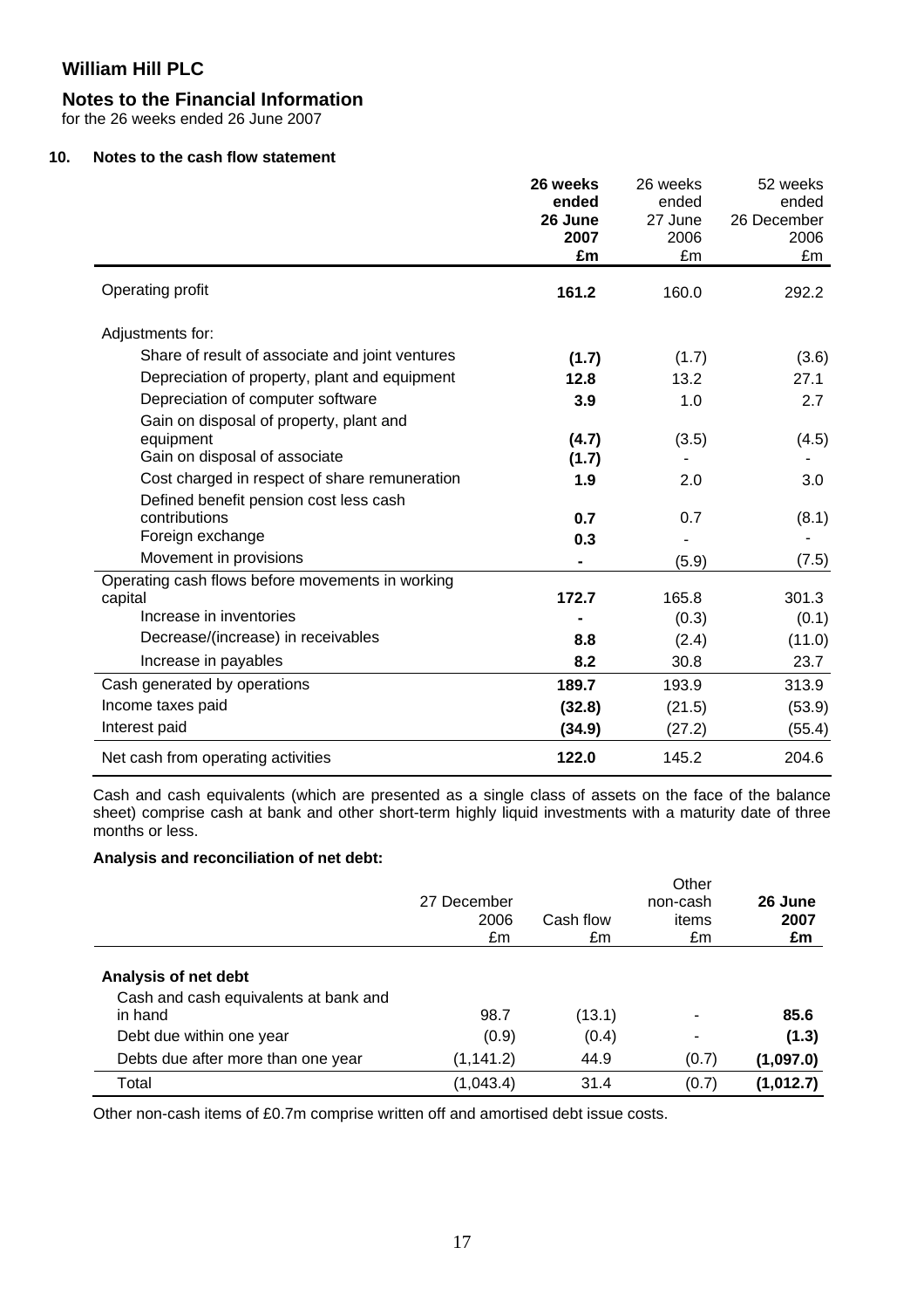# William Hill PLC

## Notes to the Financial Information

for the 26 weeks ended 26 June 2007

### 10. Notes to the cash flow statement

| | **26 weeks ended 26 June 2007 £m** | 26 weeks ended 27 June 2006 £m | 52 weeks ended 26 December 2006 £m |
|---|---|---|---|
| Operating profit | **161.2** | 160.0 | 292.2 |
| Adjustments for: | | | |
| Share of result of associate and joint ventures | **(1.7)** | (1.7) | (3.6) |
| Depreciation of property, plant and equipment | **12.8** | 13.2 | 27.1 |
| Depreciation of computer software | **3.9** | 1.0 | 2.7 |
| Gain on disposal of property, plant and equipment | **(4.7)** | (3.5) | (4.5) |
| Gain on disposal of associate | **(1.7)** | - | - |
| Cost charged in respect of share remuneration | **1.9** | 2.0 | 3.0 |
| Defined benefit pension cost less cash contributions | **0.7** | 0.7 | (8.1) |
| Foreign exchange | **0.3** | - | - |
| Movement in provisions | **-** | (5.9) | (7.5) |
| Operating cash flows before movements in working capital | **172.7** | 165.8 | 301.3 |
| Increase in inventories | **-** | (0.3) | (0.1) |
| Decrease/(increase) in receivables | **8.8** | (2.4) | (11.0) |
| Increase in payables | **8.2** | 30.8 | 23.7 |
| Cash generated by operations | **189.7** | 193.9 | 313.9 |
| Income taxes paid | **(32.8)** | (21.5) | (53.9) |
| Interest paid | **(34.9)** | (27.2) | (55.4) |
| Net cash from operating activities | **122.0** | 145.2 | 204.6 |

Cash and cash equivalents (which are presented as a single class of assets on the face of the balance sheet) comprise cash at bank and other short-term highly liquid investments with a maturity date of three months or less.

**Analysis and reconciliation of net debt:**

| | 27 December 2006 £m | Cash flow £m | Other non-cash items £m | **26 June 2007 £m** |
|---|---|---|---|---|
| **Analysis of net debt** | | | | |
| Cash and cash equivalents at bank and in hand | 98.7 | (13.1) | - | **85.6** |
| Debt due within one year | (0.9) | (0.4) | - | **(1.3)** |
| Debts due after more than one year | (1,141.2) | 44.9 | (0.7) | **(1,097.0)** |
| Total | (1,043.4) | 31.4 | (0.7) | **(1,012.7)** |

Other non-cash items of £0.7m comprise written off and amortised debt issue costs.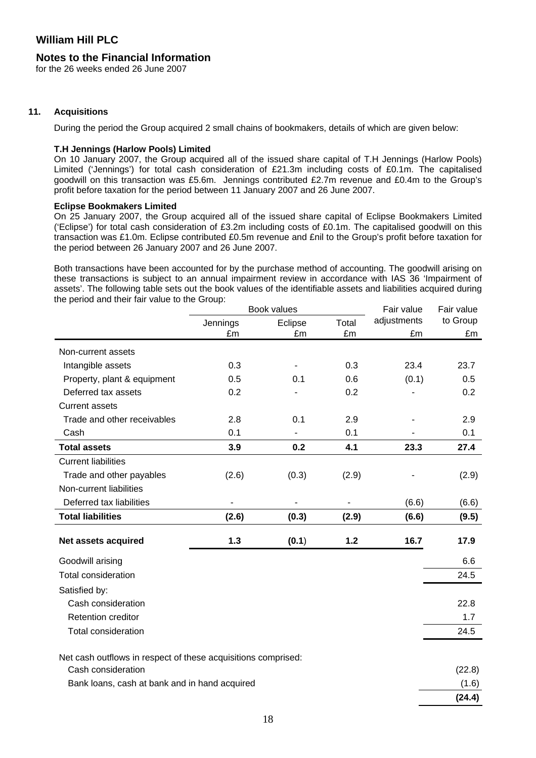# William Hill PLC

## Notes to the Financial Information

for the 26 weeks ended 26 June 2007

### 11. Acquisitions

During the period the Group acquired 2 small chains of bookmakers, details of which are given below:

**T.H Jennings (Harlow Pools) Limited**

On 10 January 2007, the Group acquired all of the issued share capital of T.H Jennings (Harlow Pools) Limited ('Jennings') for total cash consideration of £21.3m including costs of £0.1m. The capitalised goodwill on this transaction was £5.6m. Jennings contributed £2.7m revenue and £0.4m to the Group's profit before taxation for the period between 11 January 2007 and 26 June 2007.

**Eclipse Bookmakers Limited**

On 25 January 2007, the Group acquired all of the issued share capital of Eclipse Bookmakers Limited ('Eclipse') for total cash consideration of £3.2m including costs of £0.1m. The capitalised goodwill on this transaction was £1.0m. Eclipse contributed £0.5m revenue and £nil to the Group's profit before taxation for the period between 26 January 2007 and 26 June 2007.

Both transactions have been accounted for by the purchase method of accounting. The goodwill arising on these transactions is subject to an annual impairment review in accordance with IAS 36 'Impairment of assets'. The following table sets out the book values of the identifiable assets and liabilities acquired during the period and their fair value to the Group:

| | Book values | | | Fair value adjustments | Fair value to Group |
|---|---|---|---|---|---|
| | Jennings £m | Eclipse £m | Total £m | £m | £m |
| Non-current assets | | | | | |
| Intangible assets | 0.3 | - | 0.3 | 23.4 | 23.7 |
| Property, plant & equipment | 0.5 | 0.1 | 0.6 | (0.1) | 0.5 |
| Deferred tax assets | 0.2 | - | 0.2 | - | 0.2 |
| Current assets | | | | | |
| Trade and other receivables | 2.8 | 0.1 | 2.9 | - | 2.9 |
| Cash | 0.1 | - | 0.1 | - | 0.1 |
| **Total assets** | **3.9** | **0.2** | **4.1** | **23.3** | **27.4** |
| Current liabilities | | | | | |
| Trade and other payables | (2.6) | (0.3) | (2.9) | - | (2.9) |
| Non-current liabilities | | | | | |
| Deferred tax liabilities | - | - | - | (6.6) | (6.6) |
| **Total liabilities** | **(2.6)** | **(0.3)** | **(2.9)** | **(6.6)** | **(9.5)** |
| **Net assets acquired** | **1.3** | **(0.1)** | **1.2** | **16.7** | **17.9** |
| Goodwill arising | | | | | 6.6 |
| Total consideration | | | | | 24.5 |
| Satisfied by: | | | | | |
| Cash consideration | | | | | 22.8 |
| Retention creditor | | | | | 1.7 |
| Total consideration | | | | | 24.5 |
| | | | | | |
| Net cash outflows in respect of these acquisitions comprised: | | | | | |
| Cash consideration | | | | | (22.8) |
| Bank loans, cash at bank and in hand acquired | | | | | (1.6) |
| | | | | | **(24.4)** |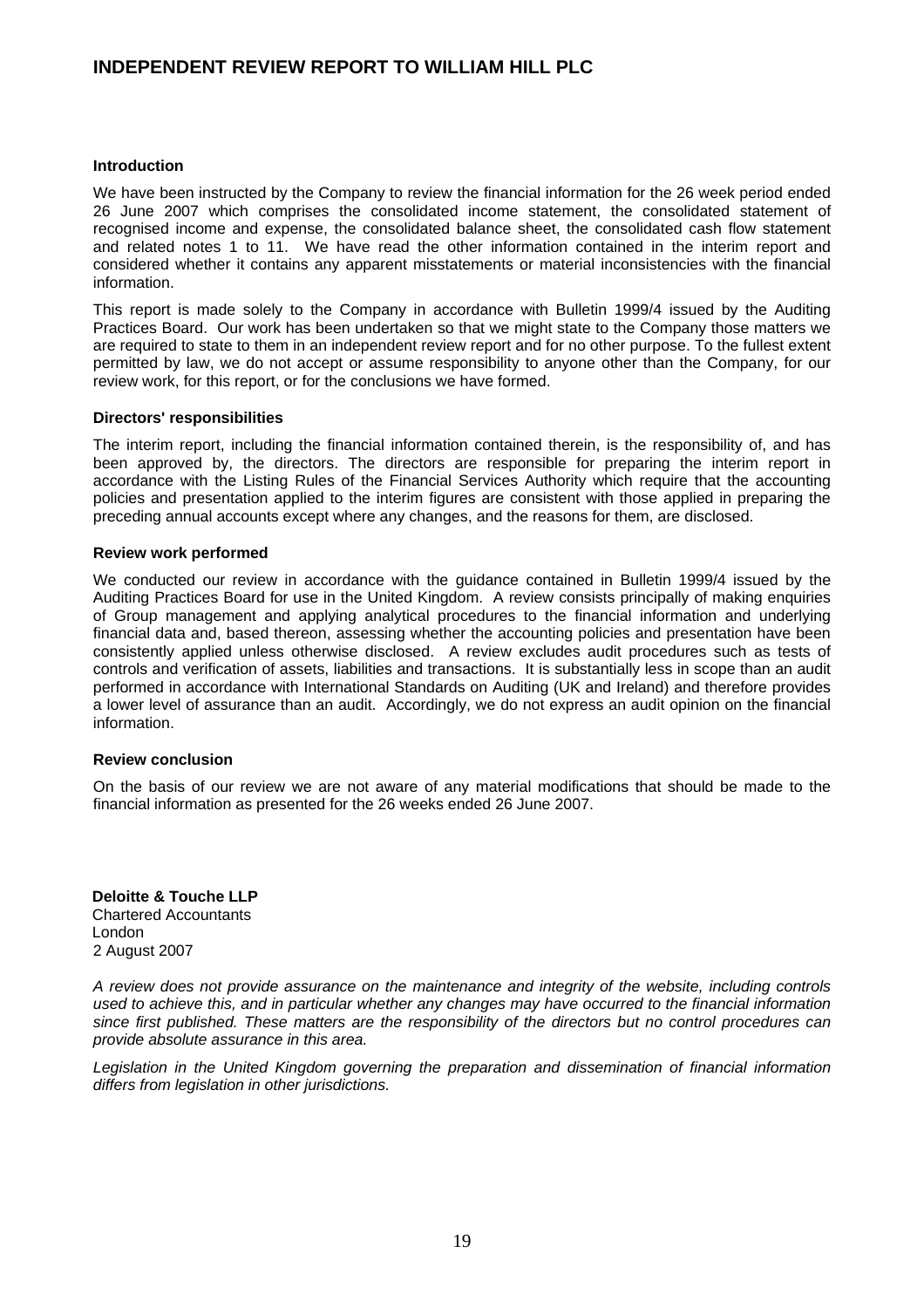# INDEPENDENT REVIEW REPORT TO WILLIAM HILL PLC

**Introduction**

We have been instructed by the Company to review the financial information for the 26 week period ended 26 June 2007 which comprises the consolidated income statement, the consolidated statement of recognised income and expense, the consolidated balance sheet, the consolidated cash flow statement and related notes 1 to 11. We have read the other information contained in the interim report and considered whether it contains any apparent misstatements or material inconsistencies with the financial information.

This report is made solely to the Company in accordance with Bulletin 1999/4 issued by the Auditing Practices Board. Our work has been undertaken so that we might state to the Company those matters we are required to state to them in an independent review report and for no other purpose. To the fullest extent permitted by law, we do not accept or assume responsibility to anyone other than the Company, for our review work, for this report, or for the conclusions we have formed.

**Directors' responsibilities**

The interim report, including the financial information contained therein, is the responsibility of, and has been approved by, the directors. The directors are responsible for preparing the interim report in accordance with the Listing Rules of the Financial Services Authority which require that the accounting policies and presentation applied to the interim figures are consistent with those applied in preparing the preceding annual accounts except where any changes, and the reasons for them, are disclosed.

**Review work performed**

We conducted our review in accordance with the guidance contained in Bulletin 1999/4 issued by the Auditing Practices Board for use in the United Kingdom. A review consists principally of making enquiries of Group management and applying analytical procedures to the financial information and underlying financial data and, based thereon, assessing whether the accounting policies and presentation have been consistently applied unless otherwise disclosed. A review excludes audit procedures such as tests of controls and verification of assets, liabilities and transactions. It is substantially less in scope than an audit performed in accordance with International Standards on Auditing (UK and Ireland) and therefore provides a lower level of assurance than an audit. Accordingly, we do not express an audit opinion on the financial information.

**Review conclusion**

On the basis of our review we are not aware of any material modifications that should be made to the financial information as presented for the 26 weeks ended 26 June 2007.

**Deloitte & Touche LLP**
Chartered Accountants
London
2 August 2007

*A review does not provide assurance on the maintenance and integrity of the website, including controls used to achieve this, and in particular whether any changes may have occurred to the financial information since first published. These matters are the responsibility of the directors but no control procedures can provide absolute assurance in this area.*

*Legislation in the United Kingdom governing the preparation and dissemination of financial information differs from legislation in other jurisdictions.*